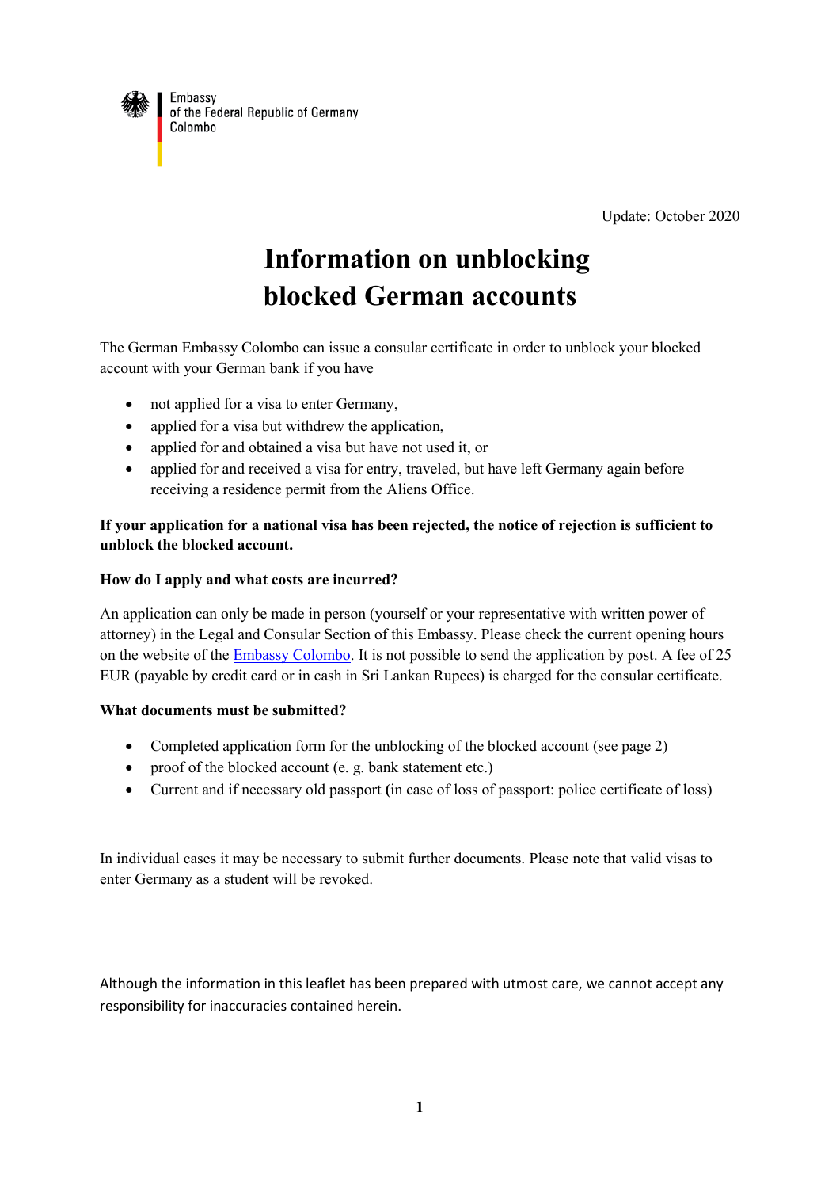Embassy
of the Federal Republic of Germany
Colombo

Update: October 2020

# Information on unblocking blocked German accounts

The German Embassy Colombo can issue a consular certificate in order to unblock your blocked account with your German bank if you have

- not applied for a visa to enter Germany,
- applied for a visa but withdrew the application,
- applied for and obtained a visa but have not used it, or
- applied for and received a visa for entry, traveled, but have left Germany again before receiving a residence permit from the Aliens Office.

**If your application for a national visa has been rejected, the notice of rejection is sufficient to unblock the blocked account.**

**How do I apply and what costs are incurred?**

An application can only be made in person (yourself or your representative with written power of attorney) in the Legal and Consular Section of this Embassy. Please check the current opening hours on the website of the Embassy Colombo. It is not possible to send the application by post. A fee of 25 EUR (payable by credit card or in cash in Sri Lankan Rupees) is charged for the consular certificate.

**What documents must be submitted?**

- Completed application form for the unblocking of the blocked account (see page 2)
- proof of the blocked account (e. g. bank statement etc.)
- Current and if necessary old passport **(**in case of loss of passport: police certificate of loss)

In individual cases it may be necessary to submit further documents. Please note that valid visas to enter Germany as a student will be revoked.

Although the information in this leaflet has been prepared with utmost care, we cannot accept any responsibility for inaccuracies contained herein.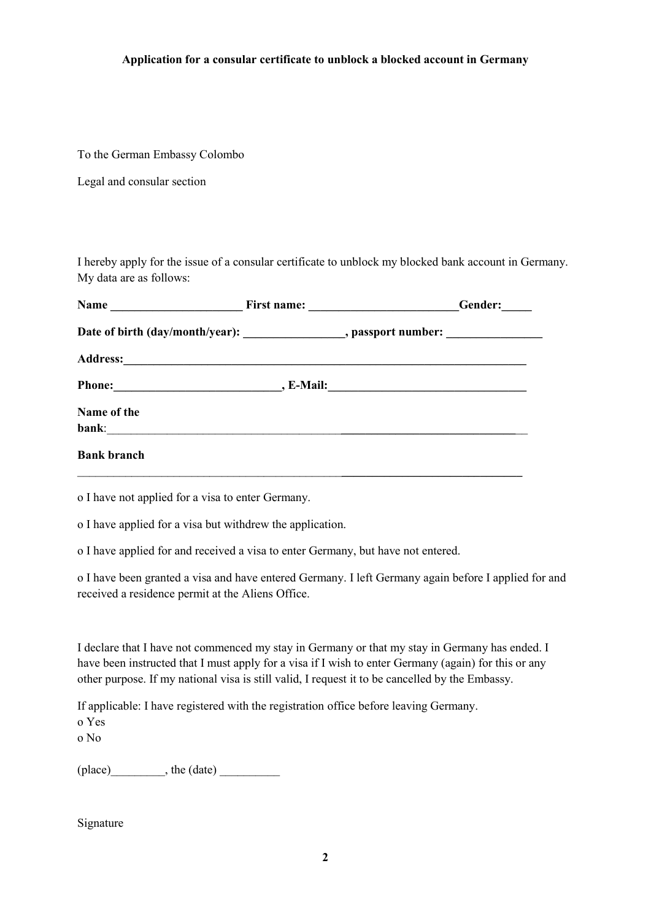**Application for a consular certificate to unblock a blocked account in Germany**

To the German Embassy Colombo

Legal and consular section

I hereby apply for the issue of a consular certificate to unblock my blocked bank account in Germany. My data are as follows:

**Name ______________________ First name: _________________________Gender:_____**

**Date of birth (day/month/year): _________________, passport number: ________________**

**Address:_________________________________________________________________________**

**Phone:____________________________, E-Mail:_________________________________**

**Name of the bank**:______________________________________________________________________

**Bank branch**

______________________________________________________________________________

o I have not applied for a visa to enter Germany.

o I have applied for a visa but withdrew the application.

o I have applied for and received a visa to enter Germany, but have not entered.

o I have been granted a visa and have entered Germany. I left Germany again before I applied for and received a residence permit at the Aliens Office.

I declare that I have not commenced my stay in Germany or that my stay in Germany has ended. I have been instructed that I must apply for a visa if I wish to enter Germany (again) for this or any other purpose. If my national visa is still valid, I request it to be cancelled by the Embassy.

If applicable: I have registered with the registration office before leaving Germany.  
o Yes  
o No

(place)_________, the (date) __________

Signature